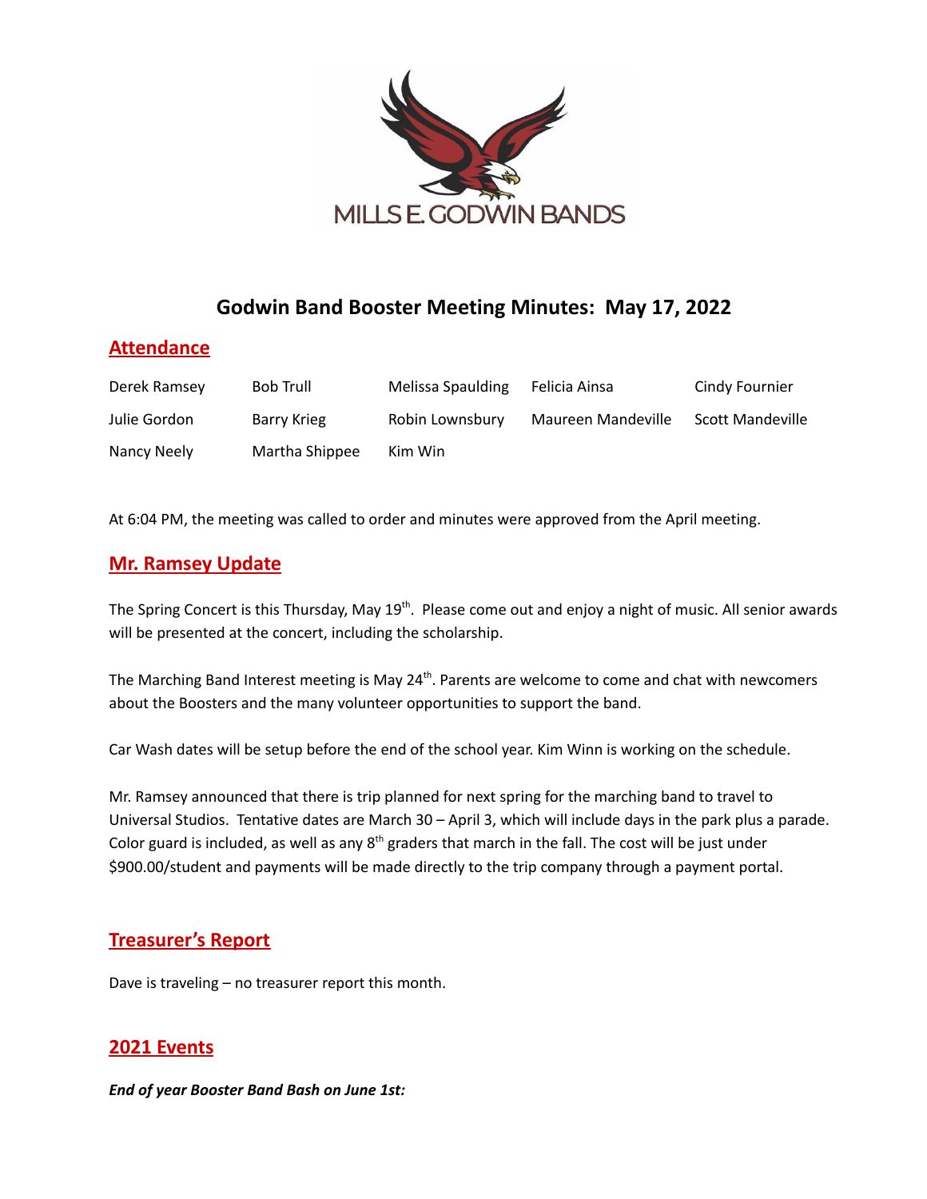MILLS E. GODWIN BANDS

# Godwin Band Booster Meeting Minutes: May 17, 2022

## Attendance

| | | | | |
|---|---|---|---|---|
| Derek Ramsey | Bob Trull | Melissa Spaulding | Felicia Ainsa | Cindy Fournier |
| Julie Gordon | Barry Krieg | Robin Lownsbury | Maureen Mandeville | Scott Mandeville |
| Nancy Neely | Martha Shippee | Kim Win | | |

At 6:04 PM, the meeting was called to order and minutes were approved from the April meeting.

## Mr. Ramsey Update

The Spring Concert is this Thursday, May 19th. Please come out and enjoy a night of music. All senior awards will be presented at the concert, including the scholarship.

The Marching Band Interest meeting is May 24th. Parents are welcome to come and chat with newcomers about the Boosters and the many volunteer opportunities to support the band.

Car Wash dates will be setup before the end of the school year. Kim Winn is working on the schedule.

Mr. Ramsey announced that there is trip planned for next spring for the marching band to travel to Universal Studios. Tentative dates are March 30 – April 3, which will include days in the park plus a parade. Color guard is included, as well as any 8th graders that march in the fall. The cost will be just under $900.00/student and payments will be made directly to the trip company through a payment portal.

## Treasurer's Report

Dave is traveling – no treasurer report this month.

## 2021 Events

***End of year Booster Band Bash on June 1st:***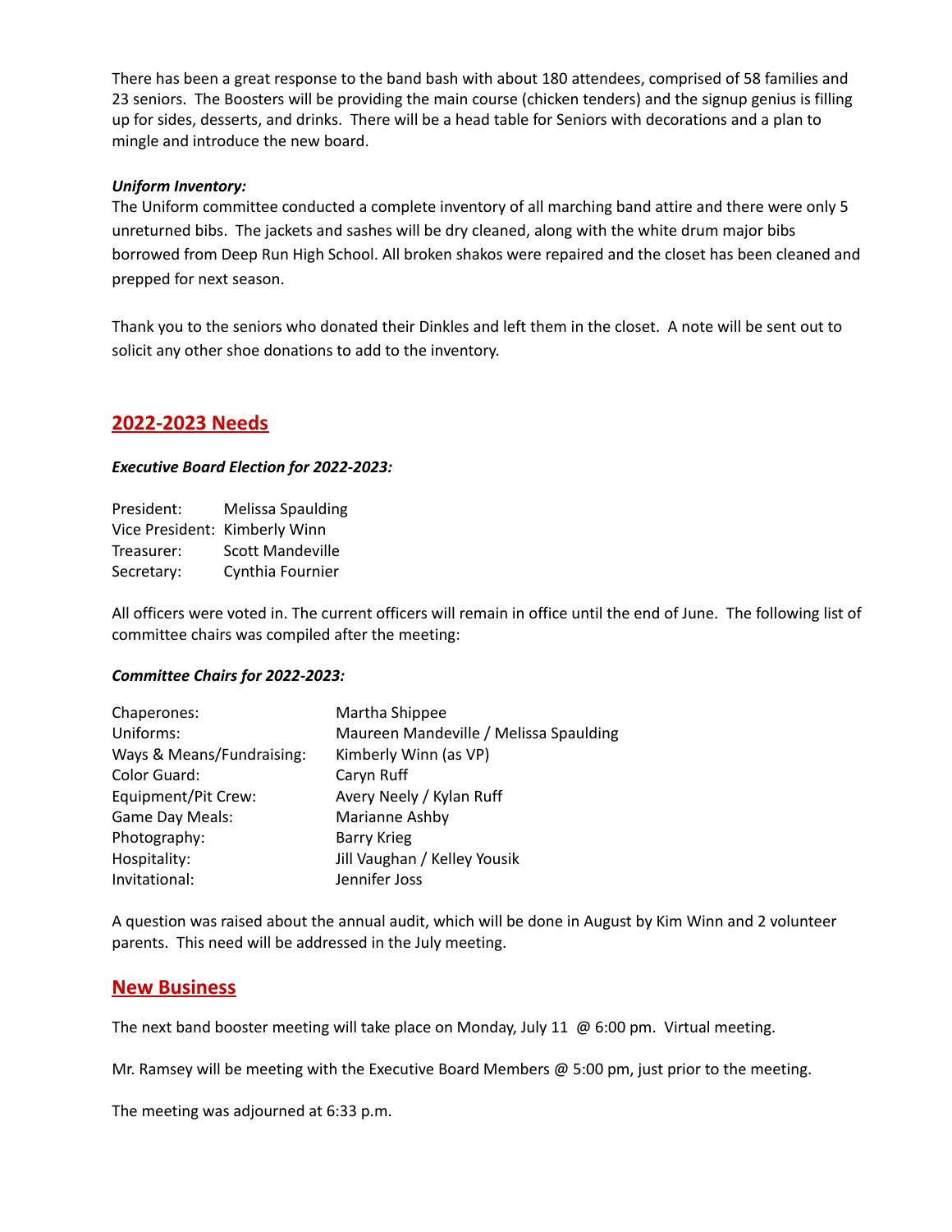There has been a great response to the band bash with about 180 attendees, comprised of 58 families and 23 seniors. The Boosters will be providing the main course (chicken tenders) and the signup genius is filling up for sides, desserts, and drinks. There will be a head table for Seniors with decorations and a plan to mingle and introduce the new board.

***Uniform Inventory:***
The Uniform committee conducted a complete inventory of all marching band attire and there were only 5 unreturned bibs. The jackets and sashes will be dry cleaned, along with the white drum major bibs borrowed from Deep Run High School. All broken shakos were repaired and the closet has been cleaned and prepped for next season.

Thank you to the seniors who donated their Dinkles and left them in the closet. A note will be sent out to solicit any other shoe donations to add to the inventory.

## 2022-2023 Needs

***Executive Board Election for 2022-2023:***

| | |
|---|---|
| President: | Melissa Spaulding |
| Vice President: | Kimberly Winn |
| Treasurer: | Scott Mandeville |
| Secretary: | Cynthia Fournier |

All officers were voted in. The current officers will remain in office until the end of June. The following list of committee chairs was compiled after the meeting:

***Committee Chairs for 2022-2023:***

| | |
|---|---|
| Chaperones: | Martha Shippee |
| Uniforms: | Maureen Mandeville / Melissa Spaulding |
| Ways & Means/Fundraising: | Kimberly Winn (as VP) |
| Color Guard: | Caryn Ruff |
| Equipment/Pit Crew: | Avery Neely / Kylan Ruff |
| Game Day Meals: | Marianne Ashby |
| Photography: | Barry Krieg |
| Hospitality: | Jill Vaughan / Kelley Yousik |
| Invitational: | Jennifer Joss |

A question was raised about the annual audit, which will be done in August by Kim Winn and 2 volunteer parents. This need will be addressed in the July meeting.

## New Business

The next band booster meeting will take place on Monday, July 11 @ 6:00 pm. Virtual meeting.

Mr. Ramsey will be meeting with the Executive Board Members @ 5:00 pm, just prior to the meeting.

The meeting was adjourned at 6:33 p.m.